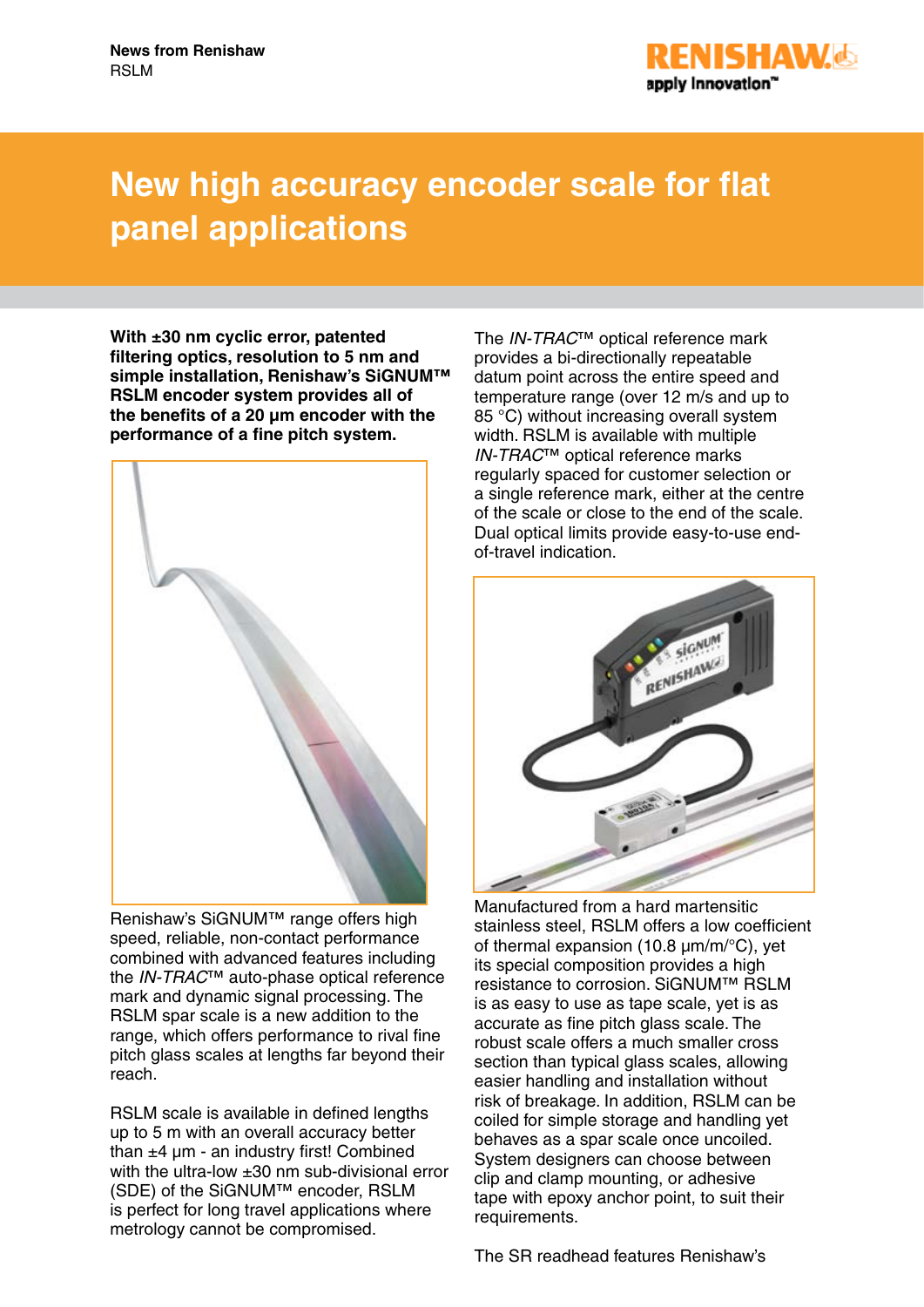# New high accuracy encoder scale for flat panel applications

**With ±30 nm cyclic error, patented filtering optics, resolution to 5 nm and simple installation, Renishaw's SiGNUM™ RSLM encoder system provides all of the benefits of a 20 µm encoder with the performance of a fine pitch system.**

Renishaw's SiGNUM™ range offers high speed, reliable, non-contact performance combined with advanced features including the *IN-TRAC*™ auto-phase optical reference mark and dynamic signal processing. The RSLM spar scale is a new addition to the range, which offers performance to rival fine pitch glass scales at lengths far beyond their reach.

RSLM scale is available in defined lengths up to 5 m with an overall accuracy better than ±4 µm - an industry first! Combined with the ultra-low ±30 nm sub-divisional error (SDE) of the SiGNUM™ encoder, RSLM is perfect for long travel applications where metrology cannot be compromised.

The *IN-TRAC*™ optical reference mark provides a bi-directionally repeatable datum point across the entire speed and temperature range (over 12 m/s and up to 85 °C) without increasing overall system width. RSLM is available with multiple *IN-TRAC*™ optical reference marks regularly spaced for customer selection or a single reference mark, either at the centre of the scale or close to the end of the scale. Dual optical limits provide easy-to-use end-of-travel indication.

Manufactured from a hard martensitic stainless steel, RSLM offers a low coefficient of thermal expansion (10.8 µm/m/°C), yet its special composition provides a high resistance to corrosion. SiGNUM™ RSLM is as easy to use as tape scale, yet is as accurate as fine pitch glass scale. The robust scale offers a much smaller cross section than typical glass scales, allowing easier handling and installation without risk of breakage. In addition, RSLM can be coiled for simple storage and handling yet behaves as a spar scale once uncoiled. System designers can choose between clip and clamp mounting, or adhesive tape with epoxy anchor point, to suit their requirements.

The SR readhead features Renishaw's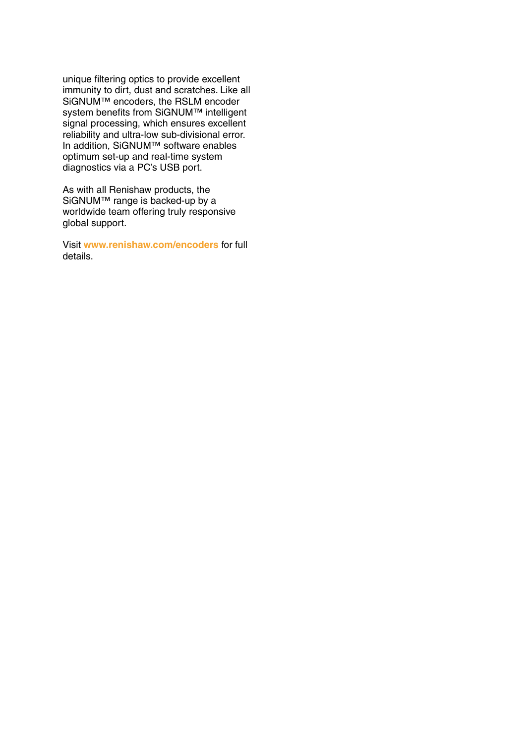unique filtering optics to provide excellent immunity to dirt, dust and scratches. Like all SiGNUM™ encoders, the RSLM encoder system benefits from SiGNUM™ intelligent signal processing, which ensures excellent reliability and ultra-low sub-divisional error. In addition, SiGNUM™ software enables optimum set-up and real-time system diagnostics via a PC's USB port.

As with all Renishaw products, the SiGNUM™ range is backed-up by a worldwide team offering truly responsive global support.

Visit **www.renishaw.com/encoders** for full details.